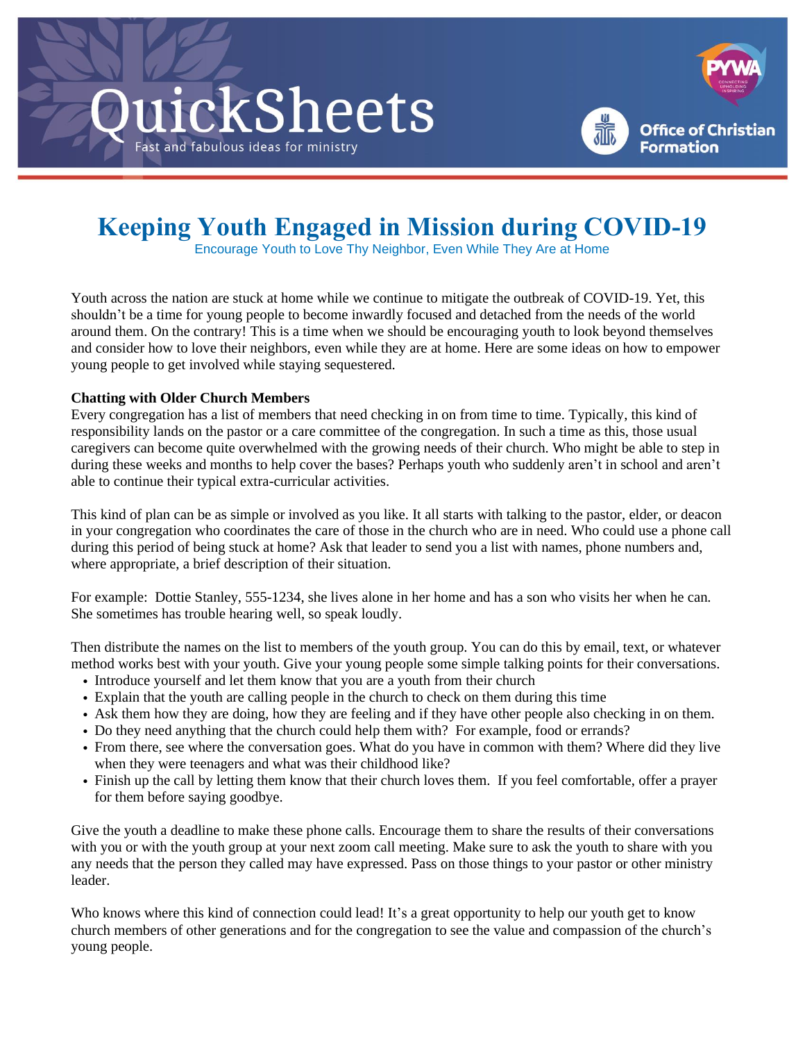# QuickSheets

Fast and fabulous ideas for ministry

PYWA — Connecting, Upholding, Inspiring

Office of Christian Formation

# Keeping Youth Engaged in Mission during COVID-19

Encourage Youth to Love Thy Neighbor, Even While They Are at Home

Youth across the nation are stuck at home while we continue to mitigate the outbreak of COVID-19. Yet, this shouldn't be a time for young people to become inwardly focused and detached from the needs of the world around them. On the contrary! This is a time when we should be encouraging youth to look beyond themselves and consider how to love their neighbors, even while they are at home. Here are some ideas on how to empower young people to get involved while staying sequestered.

**Chatting with Older Church Members**

Every congregation has a list of members that need checking in on from time to time. Typically, this kind of responsibility lands on the pastor or a care committee of the congregation. In such a time as this, those usual caregivers can become quite overwhelmed with the growing needs of their church. Who might be able to step in during these weeks and months to help cover the bases? Perhaps youth who suddenly aren't in school and aren't able to continue their typical extra-curricular activities.

This kind of plan can be as simple or involved as you like. It all starts with talking to the pastor, elder, or deacon in your congregation who coordinates the care of those in the church who are in need. Who could use a phone call during this period of being stuck at home? Ask that leader to send you a list with names, phone numbers and, where appropriate, a brief description of their situation.

For example: Dottie Stanley, 555-1234, she lives alone in her home and has a son who visits her when he can. She sometimes has trouble hearing well, so speak loudly.

Then distribute the names on the list to members of the youth group. You can do this by email, text, or whatever method works best with your youth. Give your young people some simple talking points for their conversations.

- Introduce yourself and let them know that you are a youth from their church
- Explain that the youth are calling people in the church to check on them during this time
- Ask them how they are doing, how they are feeling and if they have other people also checking in on them.
- Do they need anything that the church could help them with? For example, food or errands?
- From there, see where the conversation goes. What do you have in common with them? Where did they live when they were teenagers and what was their childhood like?
- Finish up the call by letting them know that their church loves them. If you feel comfortable, offer a prayer for them before saying goodbye.

Give the youth a deadline to make these phone calls. Encourage them to share the results of their conversations with you or with the youth group at your next zoom call meeting. Make sure to ask the youth to share with you any needs that the person they called may have expressed. Pass on those things to your pastor or other ministry leader.

Who knows where this kind of connection could lead! It's a great opportunity to help our youth get to know church members of other generations and for the congregation to see the value and compassion of the church's young people.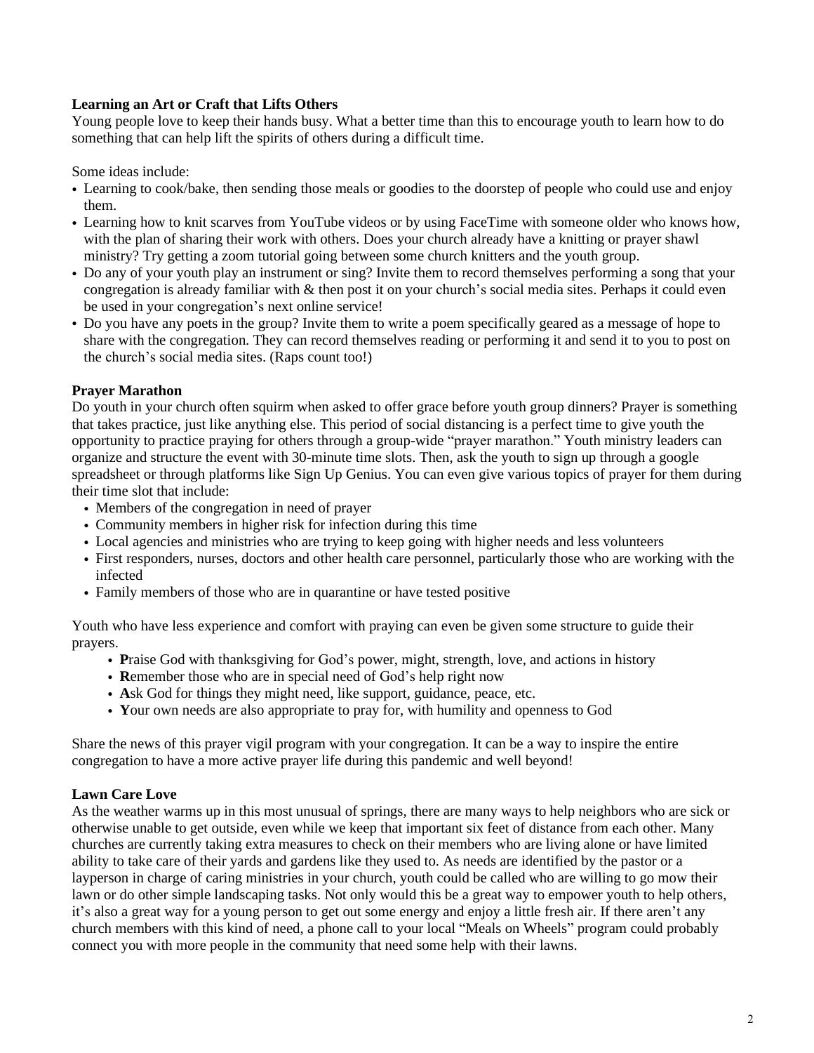**Learning an Art or Craft that Lifts Others**

Young people love to keep their hands busy. What a better time than this to encourage youth to learn how to do something that can help lift the spirits of others during a difficult time.

Some ideas include:

- Learning to cook/bake, then sending those meals or goodies to the doorstep of people who could use and enjoy them.
- Learning how to knit scarves from YouTube videos or by using FaceTime with someone older who knows how, with the plan of sharing their work with others. Does your church already have a knitting or prayer shawl ministry? Try getting a zoom tutorial going between some church knitters and the youth group.
- Do any of your youth play an instrument or sing? Invite them to record themselves performing a song that your congregation is already familiar with & then post it on your church's social media sites. Perhaps it could even be used in your congregation's next online service!
- Do you have any poets in the group? Invite them to write a poem specifically geared as a message of hope to share with the congregation. They can record themselves reading or performing it and send it to you to post on the church's social media sites. (Raps count too!)

**Prayer Marathon**

Do youth in your church often squirm when asked to offer grace before youth group dinners? Prayer is something that takes practice, just like anything else. This period of social distancing is a perfect time to give youth the opportunity to practice praying for others through a group-wide "prayer marathon." Youth ministry leaders can organize and structure the event with 30-minute time slots. Then, ask the youth to sign up through a google spreadsheet or through platforms like Sign Up Genius. You can even give various topics of prayer for them during their time slot that include:

- Members of the congregation in need of prayer
- Community members in higher risk for infection during this time
- Local agencies and ministries who are trying to keep going with higher needs and less volunteers
- First responders, nurses, doctors and other health care personnel, particularly those who are working with the infected
- Family members of those who are in quarantine or have tested positive

Youth who have less experience and comfort with praying can even be given some structure to guide their prayers.

- **P**raise God with thanksgiving for God's power, might, strength, love, and actions in history
- **R**emember those who are in special need of God's help right now
- **A**sk God for things they might need, like support, guidance, peace, etc.
- **Y**our own needs are also appropriate to pray for, with humility and openness to God

Share the news of this prayer vigil program with your congregation. It can be a way to inspire the entire congregation to have a more active prayer life during this pandemic and well beyond!

**Lawn Care Love**

As the weather warms up in this most unusual of springs, there are many ways to help neighbors who are sick or otherwise unable to get outside, even while we keep that important six feet of distance from each other. Many churches are currently taking extra measures to check on their members who are living alone or have limited ability to take care of their yards and gardens like they used to. As needs are identified by the pastor or a layperson in charge of caring ministries in your church, youth could be called who are willing to go mow their lawn or do other simple landscaping tasks. Not only would this be a great way to empower youth to help others, it's also a great way for a young person to get out some energy and enjoy a little fresh air. If there aren't any church members with this kind of need, a phone call to your local "Meals on Wheels" program could probably connect you with more people in the community that need some help with their lawns.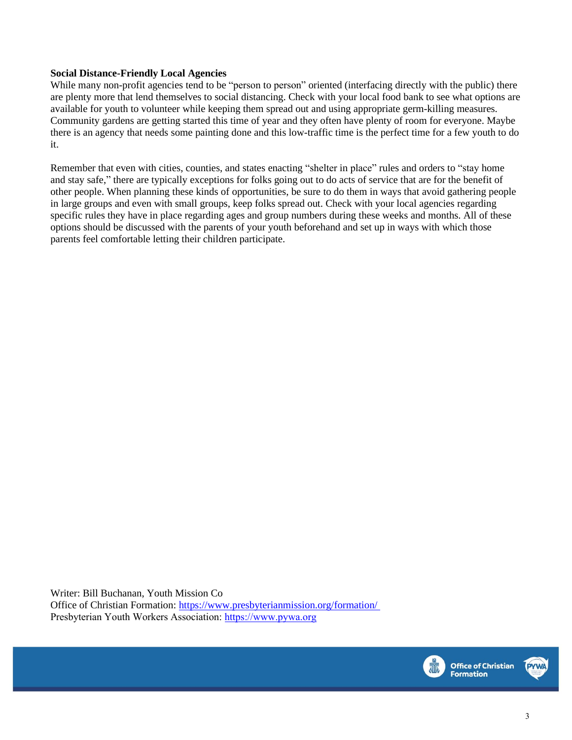**Social Distance-Friendly Local Agencies**

While many non-profit agencies tend to be "person to person" oriented (interfacing directly with the public) there are plenty more that lend themselves to social distancing. Check with your local food bank to see what options are available for youth to volunteer while keeping them spread out and using appropriate germ-killing measures. Community gardens are getting started this time of year and they often have plenty of room for everyone. Maybe there is an agency that needs some painting done and this low-traffic time is the perfect time for a few youth to do it.

Remember that even with cities, counties, and states enacting "shelter in place" rules and orders to "stay home and stay safe," there are typically exceptions for folks going out to do acts of service that are for the benefit of other people. When planning these kinds of opportunities, be sure to do them in ways that avoid gathering people in large groups and even with small groups, keep folks spread out. Check with your local agencies regarding specific rules they have in place regarding ages and group numbers during these weeks and months. All of these options should be discussed with the parents of your youth beforehand and set up in ways with which those parents feel comfortable letting their children participate.

Writer: Bill Buchanan, Youth Mission Co
Office of Christian Formation: https://www.presbyterianmission.org/formation/
Presbyterian Youth Workers Association: https://www.pywa.org